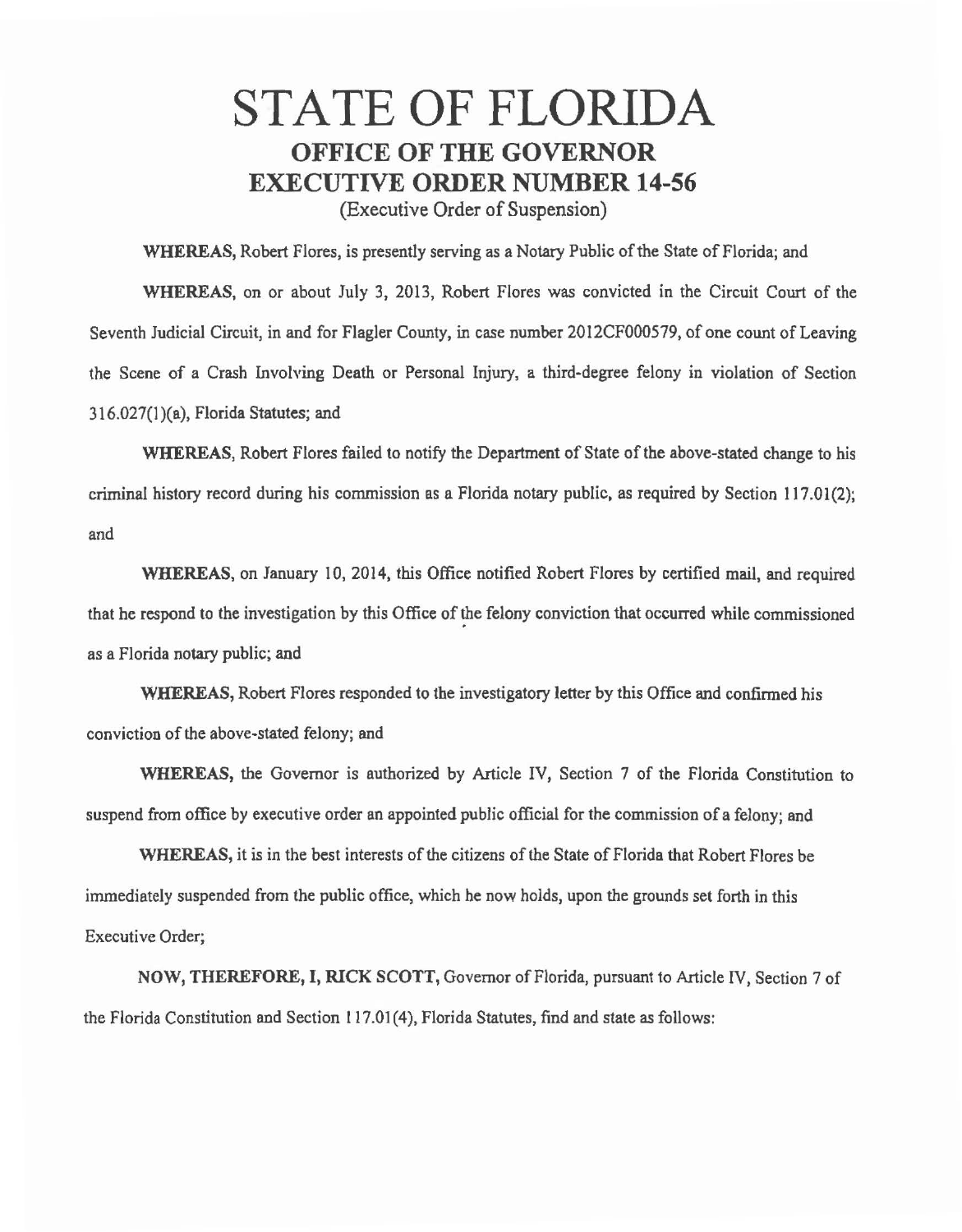# STATE OF FLORIDA

## OFFICE OF THE GOVERNOR

## EXECUTIVE ORDER NUMBER 14-56

(Executive Order of Suspension)

**WHEREAS,** Robert Flores, is presently serving as a Notary Public of the State of Florida; and

**WHEREAS,** on or about July 3, 2013, Robert Flores was convicted in the Circuit Court of the Seventh Judicial Circuit, in and for Flagler County, in case number 2012CF000579, of one count of Leaving the Scene of a Crash Involving Death or Personal Injury, a third-degree felony in violation of Section 316.027(1)(a), Florida Statutes; and

**WHEREAS,** Robert Flores failed to notify the Department of State of the above-stated change to his criminal history record during his commission as a Florida notary public, as required by Section 117.01(2); and

**WHEREAS,** on January 10, 2014, this Office notified Robert Flores by certified mail, and required that he respond to the investigation by this Office of the felony conviction that occurred while commissioned as a Florida notary public; and

**WHEREAS,** Robert Flores responded to the investigatory letter by this Office and confirmed his conviction of the above-stated felony; and

**WHEREAS,** the Governor is authorized by Article IV, Section 7 of the Florida Constitution to suspend from office by executive order an appointed public official for the commission of a felony; and

**WHEREAS,** it is in the best interests of the citizens of the State of Florida that Robert Flores be immediately suspended from the public office, which he now holds, upon the grounds set forth in this Executive Order;

**NOW, THEREFORE, I, RICK SCOTT,** Governor of Florida, pursuant to Article IV, Section 7 of the Florida Constitution and Section 117.01(4), Florida Statutes, find and state as follows: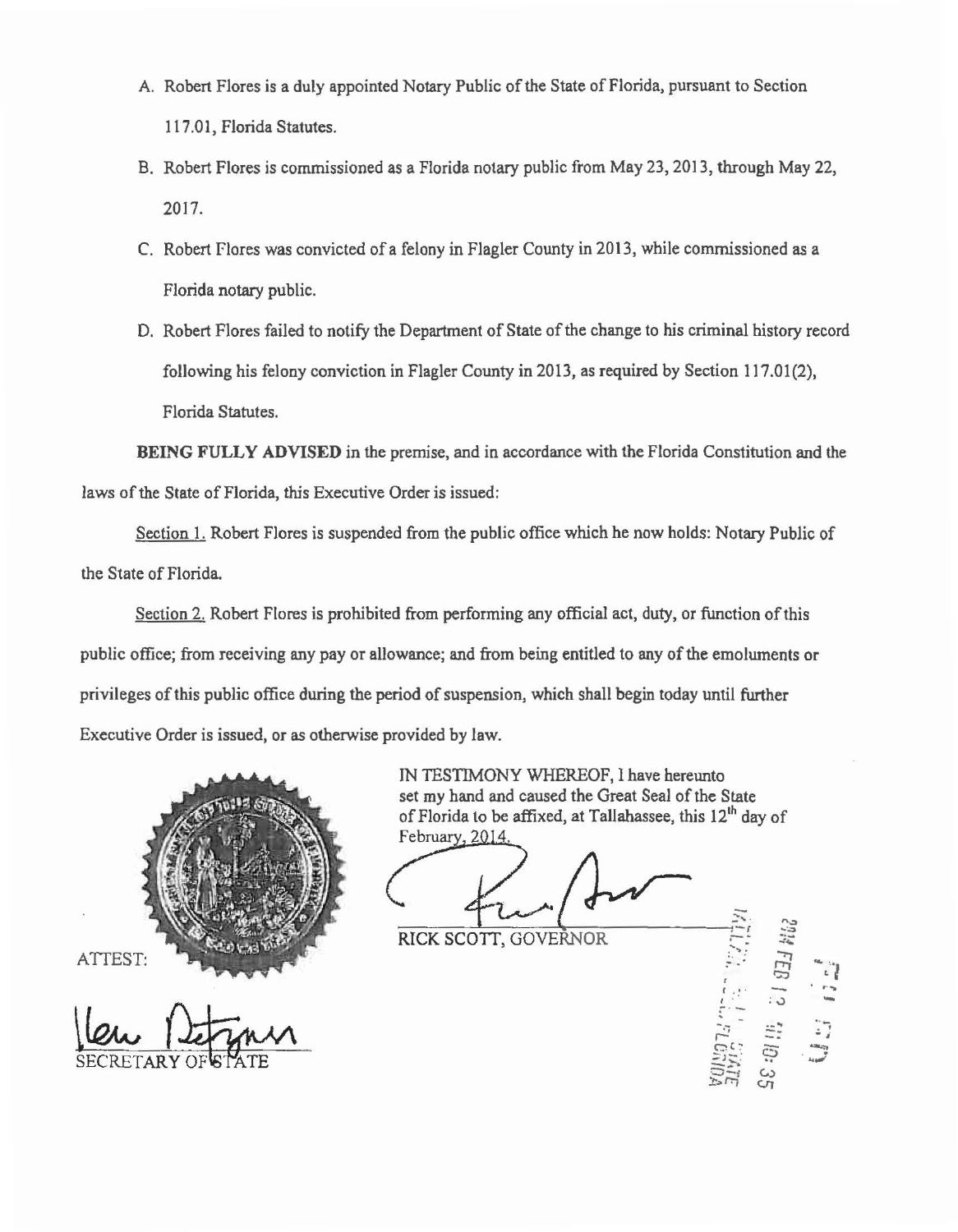A. Robert Flores is a duly appointed Notary Public of the State of Florida, pursuant to Section 117.01, Florida Statutes.

B. Robert Flores is commissioned as a Florida notary public from May 23, 2013, through May 22, 2017.

C. Robert Flores was convicted of a felony in Flagler County in 2013, while commissioned as a Florida notary public.

D. Robert Flores failed to notify the Department of State of the change to his criminal history record following his felony conviction in Flagler County in 2013, as required by Section 117.01(2), Florida Statutes.

**BEING FULLY ADVISED** in the premise, and in accordance with the Florida Constitution and the laws of the State of Florida, this Executive Order is issued:

Section 1. Robert Flores is suspended from the public office which he now holds: Notary Public of the State of Florida.

Section 2. Robert Flores is prohibited from performing any official act, duty, or function of this public office; from receiving any pay or allowance; and from being entitled to any of the emoluments or privileges of this public office during the period of suspension, which shall begin today until further Executive Order is issued, or as otherwise provided by law.

IN TESTIMONY WHEREOF, I have hereunto set my hand and caused the Great Seal of the State of Florida to be affixed, at Tallahassee, this 12th day of February, 2014.

RICK SCOTT, GOVERNOR

ATTEST:

SECRETARY OF STATE

2014 FEB 12 AM 10:35

FILED